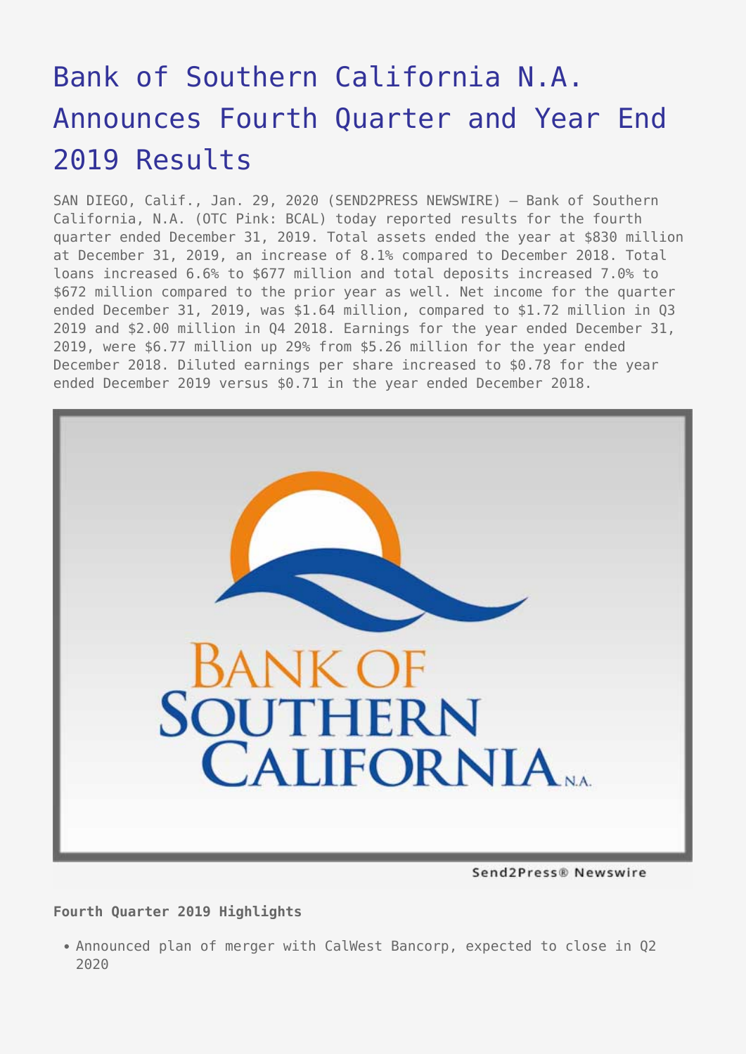# Bank of Southern California N.A. Announces Fourth Quarter and Year End 2019 Results

SAN DIEGO, Calif., Jan. 29, 2020 (SEND2PRESS NEWSWIRE) — Bank of Southern California, N.A. (OTC Pink: BCAL) today reported results for the fourth quarter ended December 31, 2019. Total assets ended the year at $830 million at December 31, 2019, an increase of 8.1% compared to December 2018. Total loans increased 6.6% to $677 million and total deposits increased 7.0% to $672 million compared to the prior year as well. Net income for the quarter ended December 31, 2019, was $1.64 million, compared to $1.72 million in Q3 2019 and $2.00 million in Q4 2018. Earnings for the year ended December 31, 2019, were $6.77 million up 29% from $5.26 million for the year ended December 2018. Diluted earnings per share increased to $0.78 for the year ended December 2019 versus $0.71 in the year ended December 2018.

**Fourth Quarter 2019 Highlights**

- Announced plan of merger with CalWest Bancorp, expected to close in Q2 2020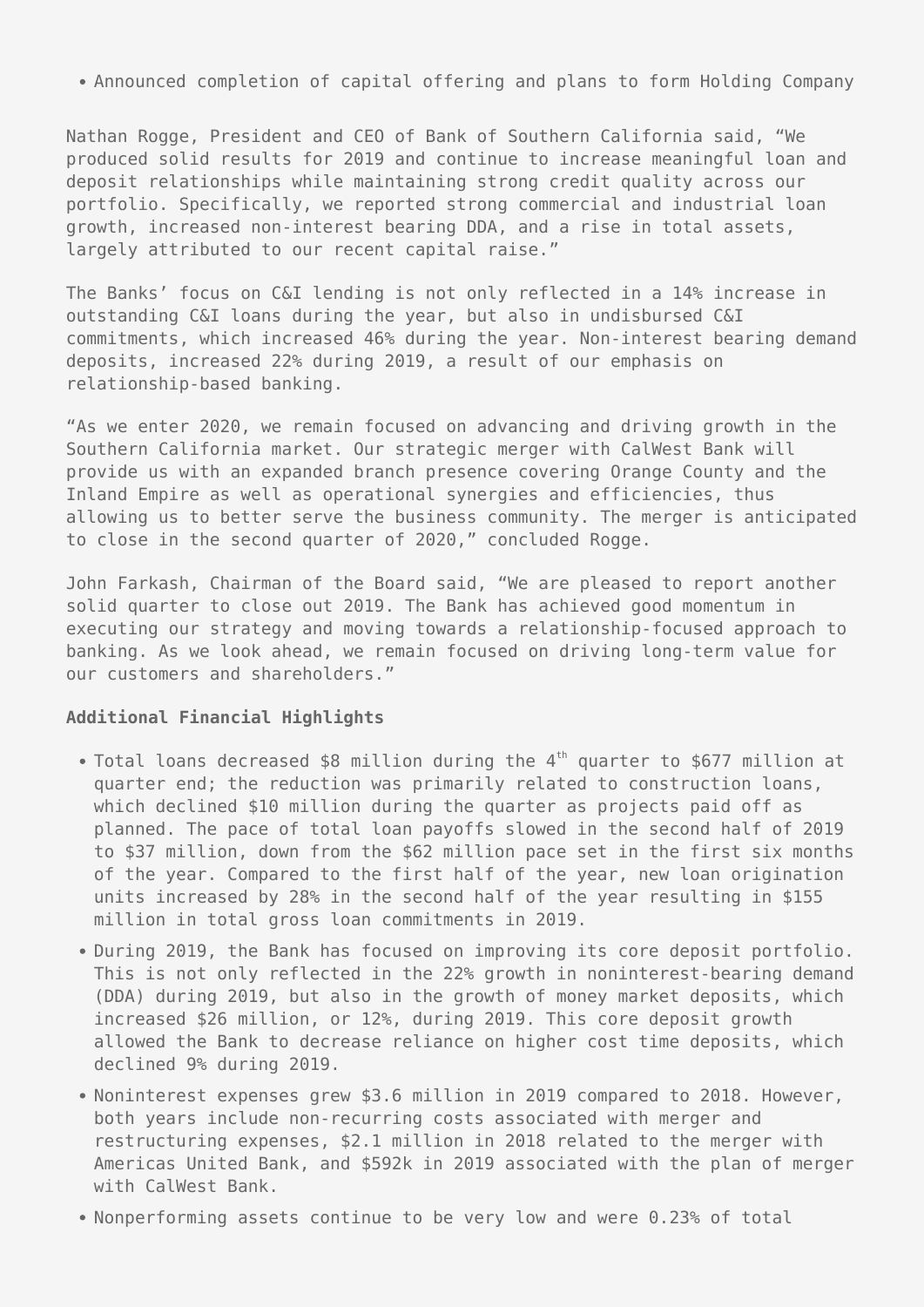- Announced completion of capital offering and plans to form Holding Company

Nathan Rogge, President and CEO of Bank of Southern California said, "We produced solid results for 2019 and continue to increase meaningful loan and deposit relationships while maintaining strong credit quality across our portfolio. Specifically, we reported strong commercial and industrial loan growth, increased non-interest bearing DDA, and a rise in total assets, largely attributed to our recent capital raise."

The Banks' focus on C&I lending is not only reflected in a 14% increase in outstanding C&I loans during the year, but also in undisbursed C&I commitments, which increased 46% during the year. Non-interest bearing demand deposits, increased 22% during 2019, a result of our emphasis on relationship-based banking.

"As we enter 2020, we remain focused on advancing and driving growth in the Southern California market. Our strategic merger with CalWest Bank will provide us with an expanded branch presence covering Orange County and the Inland Empire as well as operational synergies and efficiencies, thus allowing us to better serve the business community. The merger is anticipated to close in the second quarter of 2020," concluded Rogge.

John Farkash, Chairman of the Board said, "We are pleased to report another solid quarter to close out 2019. The Bank has achieved good momentum in executing our strategy and moving towards a relationship-focused approach to banking. As we look ahead, we remain focused on driving long-term value for our customers and shareholders."

**Additional Financial Highlights**

- Total loans decreased $8 million during the 4th quarter to $677 million at quarter end; the reduction was primarily related to construction loans, which declined $10 million during the quarter as projects paid off as planned. The pace of total loan payoffs slowed in the second half of 2019 to $37 million, down from the $62 million pace set in the first six months of the year. Compared to the first half of the year, new loan origination units increased by 28% in the second half of the year resulting in $155 million in total gross loan commitments in 2019.
- During 2019, the Bank has focused on improving its core deposit portfolio. This is not only reflected in the 22% growth in noninterest-bearing demand (DDA) during 2019, but also in the growth of money market deposits, which increased $26 million, or 12%, during 2019. This core deposit growth allowed the Bank to decrease reliance on higher cost time deposits, which declined 9% during 2019.
- Noninterest expenses grew $3.6 million in 2019 compared to 2018. However, both years include non-recurring costs associated with merger and restructuring expenses, $2.1 million in 2018 related to the merger with Americas United Bank, and $592k in 2019 associated with the plan of merger with CalWest Bank.
- Nonperforming assets continue to be very low and were 0.23% of total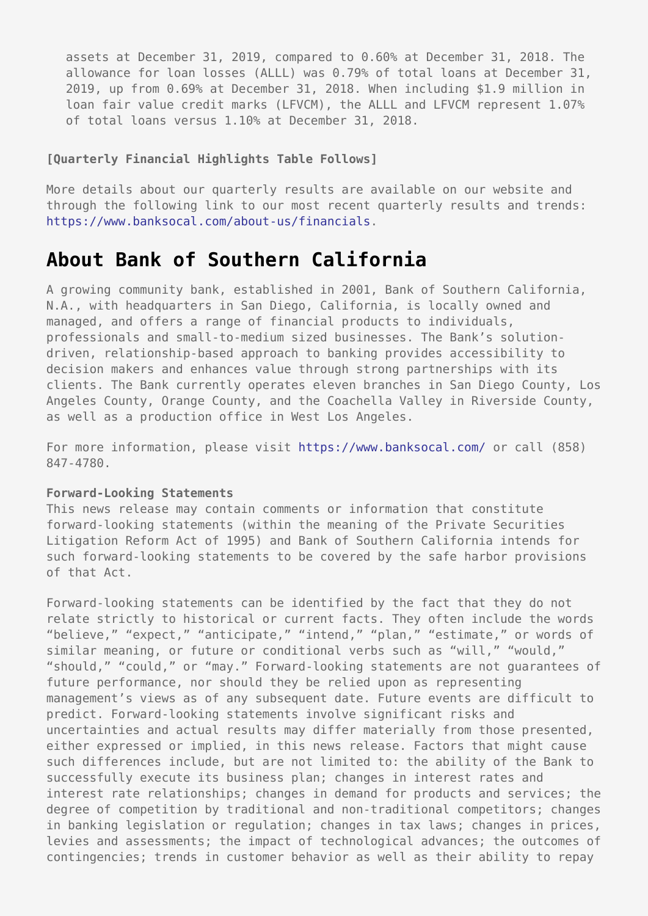assets at December 31, 2019, compared to 0.60% at December 31, 2018. The allowance for loan losses (ALLL) was 0.79% of total loans at December 31, 2019, up from 0.69% at December 31, 2018. When including $1.9 million in loan fair value credit marks (LFVCM), the ALLL and LFVCM represent 1.07% of total loans versus 1.10% at December 31, 2018.

**[Quarterly Financial Highlights Table Follows]**

More details about our quarterly results are available on our website and through the following link to our most recent quarterly results and trends: https://www.banksocal.com/about-us/financials.

## About Bank of Southern California

A growing community bank, established in 2001, Bank of Southern California, N.A., with headquarters in San Diego, California, is locally owned and managed, and offers a range of financial products to individuals, professionals and small-to-medium sized businesses. The Bank's solution-driven, relationship-based approach to banking provides accessibility to decision makers and enhances value through strong partnerships with its clients. The Bank currently operates eleven branches in San Diego County, Los Angeles County, Orange County, and the Coachella Valley in Riverside County, as well as a production office in West Los Angeles.

For more information, please visit https://www.banksocal.com/ or call (858) 847-4780.

**Forward-Looking Statements**
This news release may contain comments or information that constitute forward-looking statements (within the meaning of the Private Securities Litigation Reform Act of 1995) and Bank of Southern California intends for such forward-looking statements to be covered by the safe harbor provisions of that Act.

Forward-looking statements can be identified by the fact that they do not relate strictly to historical or current facts. They often include the words "believe," "expect," "anticipate," "intend," "plan," "estimate," or words of similar meaning, or future or conditional verbs such as "will," "would," "should," "could," or "may." Forward-looking statements are not guarantees of future performance, nor should they be relied upon as representing management's views as of any subsequent date. Future events are difficult to predict. Forward-looking statements involve significant risks and uncertainties and actual results may differ materially from those presented, either expressed or implied, in this news release. Factors that might cause such differences include, but are not limited to: the ability of the Bank to successfully execute its business plan; changes in interest rates and interest rate relationships; changes in demand for products and services; the degree of competition by traditional and non-traditional competitors; changes in banking legislation or regulation; changes in tax laws; changes in prices, levies and assessments; the impact of technological advances; the outcomes of contingencies; trends in customer behavior as well as their ability to repay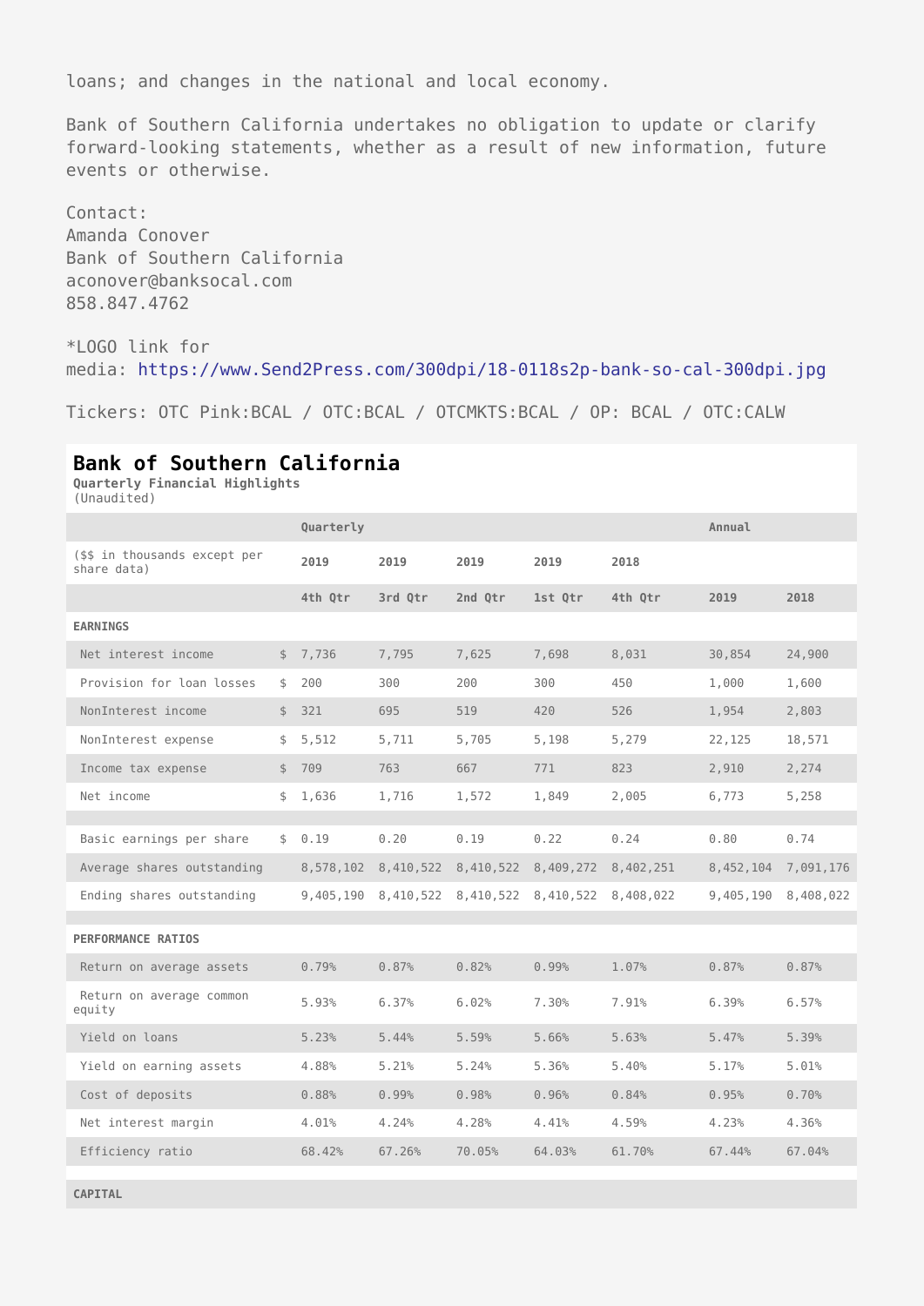loans; and changes in the national and local economy.

Bank of Southern California undertakes no obligation to update or clarify forward-looking statements, whether as a result of new information, future events or otherwise.

Contact:
Amanda Conover
Bank of Southern California
aconover@banksocal.com
858.847.4762

*LOGO link for media: https://www.Send2Press.com/300dpi/18-0118s2p-bank-so-cal-300dpi.jpg

Tickers: OTC Pink:BCAL / OTC:BCAL / OTCMKTS:BCAL / OP: BCAL / OTC:CALW

## Bank of Southern California

**Quarterly Financial Highlights**
(Unaudited)

| | | Quarterly | | | | | Annual | |
|---|---|---|---|---|---|---|---|---|
| ($$ in thousands except per share data) | | 2019 | 2019 | 2019 | 2019 | 2018 | | |
| | | 4th Qtr | 3rd Qtr | 2nd Qtr | 1st Qtr | 4th Qtr | 2019 | 2018 |
| **EARNINGS** | | | | | | | | |
| Net interest income | $ | 7,736 | 7,795 | 7,625 | 7,698 | 8,031 | 30,854 | 24,900 |
| Provision for loan losses | $ | 200 | 300 | 200 | 300 | 450 | 1,000 | 1,600 |
| NonInterest income | $ | 321 | 695 | 519 | 420 | 526 | 1,954 | 2,803 |
| NonInterest expense | $ | 5,512 | 5,711 | 5,705 | 5,198 | 5,279 | 22,125 | 18,571 |
| Income tax expense | $ | 709 | 763 | 667 | 771 | 823 | 2,910 | 2,274 |
| Net income | $ | 1,636 | 1,716 | 1,572 | 1,849 | 2,005 | 6,773 | 5,258 |
| | | | | | | | | |
| Basic earnings per share | $ | 0.19 | 0.20 | 0.19 | 0.22 | 0.24 | 0.80 | 0.74 |
| Average shares outstanding | | 8,578,102 | 8,410,522 | 8,410,522 | 8,409,272 | 8,402,251 | 8,452,104 | 7,091,176 |
| Ending shares outstanding | | 9,405,190 | 8,410,522 | 8,410,522 | 8,410,522 | 8,408,022 | 9,405,190 | 8,408,022 |
| | | | | | | | | |
| **PERFORMANCE RATIOS** | | | | | | | | |
| Return on average assets | | 0.79% | 0.87% | 0.82% | 0.99% | 1.07% | 0.87% | 0.87% |
| Return on average common equity | | 5.93% | 6.37% | 6.02% | 7.30% | 7.91% | 6.39% | 6.57% |
| Yield on loans | | 5.23% | 5.44% | 5.59% | 5.66% | 5.63% | 5.47% | 5.39% |
| Yield on earning assets | | 4.88% | 5.21% | 5.24% | 5.36% | 5.40% | 5.17% | 5.01% |
| Cost of deposits | | 0.88% | 0.99% | 0.98% | 0.96% | 0.84% | 0.95% | 0.70% |
| Net interest margin | | 4.01% | 4.24% | 4.28% | 4.41% | 4.59% | 4.23% | 4.36% |
| Efficiency ratio | | 68.42% | 67.26% | 70.05% | 64.03% | 61.70% | 67.44% | 67.04% |
| | | | | | | | | |
| **CAPITAL** | | | | | | | | |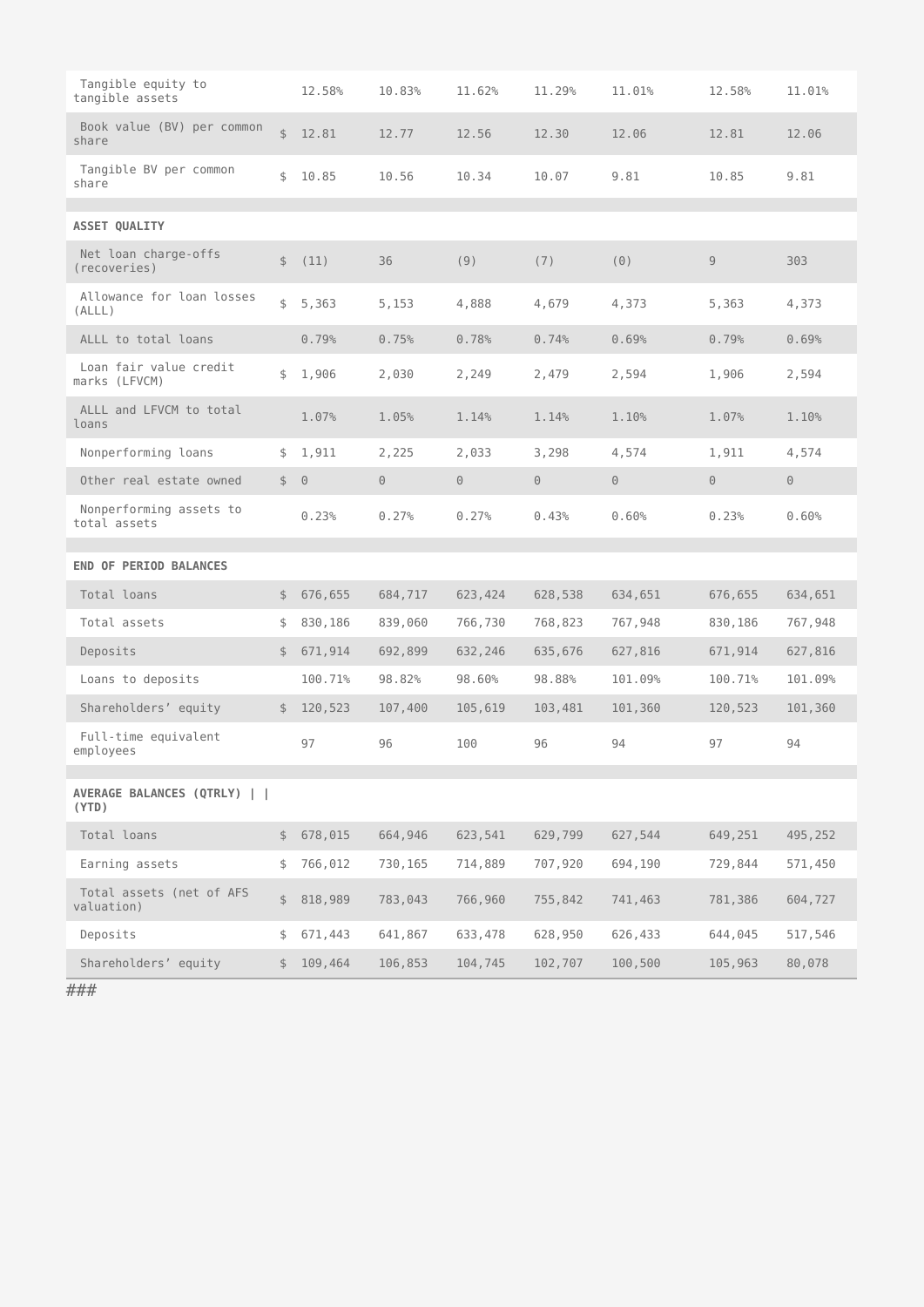| | | | | | | | |
|---|---|---|---|---|---|---|---|
| Tangible equity to tangible assets | | 12.58% | 10.83% | 11.62% | 11.29% | 11.01% | 12.58% | 11.01% |
| Book value (BV) per common share | $ | 12.81 | 12.77 | 12.56 | 12.30 | 12.06 | 12.81 | 12.06 |
| Tangible BV per common share | $ | 10.85 | 10.56 | 10.34 | 10.07 | 9.81 | 10.85 | 9.81 |
| | | | | | | | | |
| **ASSET QUALITY** | | | | | | | | |
| Net loan charge-offs (recoveries) | $ | (11) | 36 | (9) | (7) | (0) | 9 | 303 |
| Allowance for loan losses (ALLL) | $ | 5,363 | 5,153 | 4,888 | 4,679 | 4,373 | 5,363 | 4,373 |
| ALLL to total loans | | 0.79% | 0.75% | 0.78% | 0.74% | 0.69% | 0.79% | 0.69% |
| Loan fair value credit marks (LFVCM) | $ | 1,906 | 2,030 | 2,249 | 2,479 | 2,594 | 1,906 | 2,594 |
| ALLL and LFVCM to total loans | | 1.07% | 1.05% | 1.14% | 1.14% | 1.10% | 1.07% | 1.10% |
| Nonperforming loans | $ | 1,911 | 2,225 | 2,033 | 3,298 | 4,574 | 1,911 | 4,574 |
| Other real estate owned | $ | 0 | 0 | 0 | 0 | 0 | 0 | 0 |
| Nonperforming assets to total assets | | 0.23% | 0.27% | 0.27% | 0.43% | 0.60% | 0.23% | 0.60% |
| | | | | | | | | |
| **END OF PERIOD BALANCES** | | | | | | | | |
| Total loans | $ | 676,655 | 684,717 | 623,424 | 628,538 | 634,651 | 676,655 | 634,651 |
| Total assets | $ | 830,186 | 839,060 | 766,730 | 768,823 | 767,948 | 830,186 | 767,948 |
| Deposits | $ | 671,914 | 692,899 | 632,246 | 635,676 | 627,816 | 671,914 | 627,816 |
| Loans to deposits | | 100.71% | 98.82% | 98.60% | 98.88% | 101.09% | 100.71% | 101.09% |
| Shareholders' equity | $ | 120,523 | 107,400 | 105,619 | 103,481 | 101,360 | 120,523 | 101,360 |
| Full-time equivalent employees | | 97 | 96 | 100 | 96 | 94 | 97 | 94 |
| | | | | | | | | |
| **AVERAGE BALANCES (QTRLY) \| \| (YTD)** | | | | | | | | |
| Total loans | $ | 678,015 | 664,946 | 623,541 | 629,799 | 627,544 | 649,251 | 495,252 |
| Earning assets | $ | 766,012 | 730,165 | 714,889 | 707,920 | 694,190 | 729,844 | 571,450 |
| Total assets (net of AFS valuation) | $ | 818,989 | 783,043 | 766,960 | 755,842 | 741,463 | 781,386 | 604,727 |
| Deposits | $ | 671,443 | 641,867 | 633,478 | 628,950 | 626,433 | 644,045 | 517,546 |
| Shareholders' equity | $ | 109,464 | 106,853 | 104,745 | 102,707 | 100,500 | 105,963 | 80,078 |

###